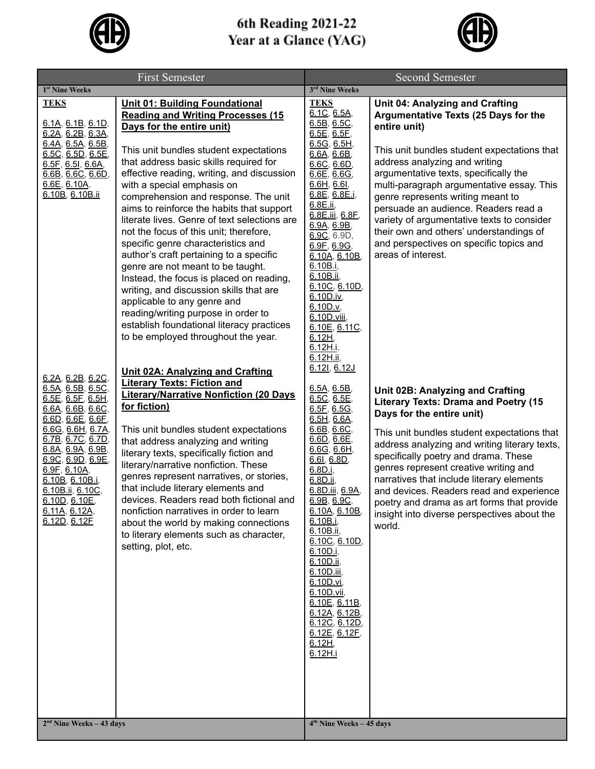# 6th Reading 2021-22 Year at a Glance (YAG)

| First Semester | | Second Semester | |
|---|---|---|---|
| 1st Nine Weeks | | 3rd Nine Weeks | |
| **TEKS** 6.1A, 6.1B, 6.1D, 6.2A, 6.2B, 6.3A, 6.4A, 6.5A, 6.5B, 6.5C, 6.5D, 6.5E, 6.5F, 6.5I, 6.6A, 6.6B, 6.6C, 6.6D, 6.6E, 6.10A, 6.10B, 6.10B.ii | **Unit 01: Building Foundational Reading and Writing Processes (15 Days for the entire unit)** This unit bundles student expectations that address basic skills required for effective reading, writing, and discussion with a special emphasis on comprehension and response. The unit aims to reinforce the habits that support literate lives. Genre of text selections are not the focus of this unit; therefore, specific genre characteristics and author's craft pertaining to a specific genre are not meant to be taught. Instead, the focus is placed on reading, writing, and discussion skills that are applicable to any genre and reading/writing purpose in order to establish foundational literacy practices to be employed throughout the year. | **TEKS** 6.1C, 6.5A, 6.5B, 6.5C, 6.5E, 6.5F, 6.5G, 6.5H, 6.6A, 6.6B, 6.6C, 6.6D, 6.6E, 6.6G, 6.6H, 6.6I, 6.8E, 6.8E.i, 6.8E.ii, 6.8E.iii, 6.8F, 6.9A, 6.9B, 6.9C, 6.9D, 6.9F, 6.9G, 6.10A, 6.10B, 6.10B.i, 6.10B.ii, 6.10C, 6.10D, 6.10D.iv, 6.10D.v, 6.10D.viii, 6.10E, 6.11C, 6.12H, 6.12H.i, 6.12H.ii, 6.12I, 6.12J | **Unit 04: Analyzing and Crafting Argumentative Texts (25 Days for the entire unit)** This unit bundles student expectations that address analyzing and writing argumentative texts, specifically the multi-paragraph argumentative essay. This genre represents writing meant to persuade an audience. Readers read a variety of argumentative texts to consider their own and others' understandings of and perspectives on specific topics and areas of interest. |
| 6.2A, 6.2B, 6.2C, 6.5A, 6.5B, 6.5C, 6.5E, 6.5F, 6.5H, 6.6A, 6.6B, 6.6C, 6.6D, 6.6E, 6.6F, 6.6G, 6.6H, 6.7A, 6.7B, 6.7C, 6.7D, 6.8A, 6.9A, 6.9B, 6.9C, 6.9D, 6.9E, 6.9F, 6.10A, 6.10B, 6.10B.i, 6.10B.ii, 6.10C, 6.10D, 6.10E, 6.11A, 6.12A, 6.12D, 6.12F | **Unit 02A: Analyzing and Crafting Literary Texts: Fiction and Literary/Narrative Nonfiction (20 Days for fiction)** This unit bundles student expectations that address analyzing and writing literary texts, specifically fiction and literary/narrative nonfiction. These genres represent narratives, or stories, that include literary elements and devices. Readers read both fictional and nonfiction narratives in order to learn about the world by making connections to literary elements such as character, setting, plot, etc. | 6.5A, 6.5B, 6.5C, 6.5E, 6.5F, 6.5G, 6.5H, 6.6A, 6.6B, 6.6C, 6.6D, 6.6E, 6.6G, 6.6H, 6.6I, 6.8D, 6.8D.i, 6.8D.ii, 6.8D.iii, 6.9A, 6.9B, 6.9C, 6.10A, 6.10B, 6.10B.i, 6.10B.ii, 6.10C, 6.10D, 6.10D.i, 6.10D.ii, 6.10D.iii, 6.10D.vi, 6.10D.vii, 6.10E, 6.11B, 6.12A, 6.12B, 6.12C, 6.12D, 6.12E, 6.12F, 6.12H, 6.12H.i | **Unit 02B: Analyzing and Crafting Literary Texts: Drama and Poetry (15 Days for the entire unit)** This unit bundles student expectations that address analyzing and writing literary texts, specifically poetry and drama. These genres represent creative writing and narratives that include literary elements and devices. Readers read and experience poetry and drama as art forms that provide insight into diverse perspectives about the world. |
| 2nd Nine Weeks – 43 days | | 4th Nine Weeks – 45 days | |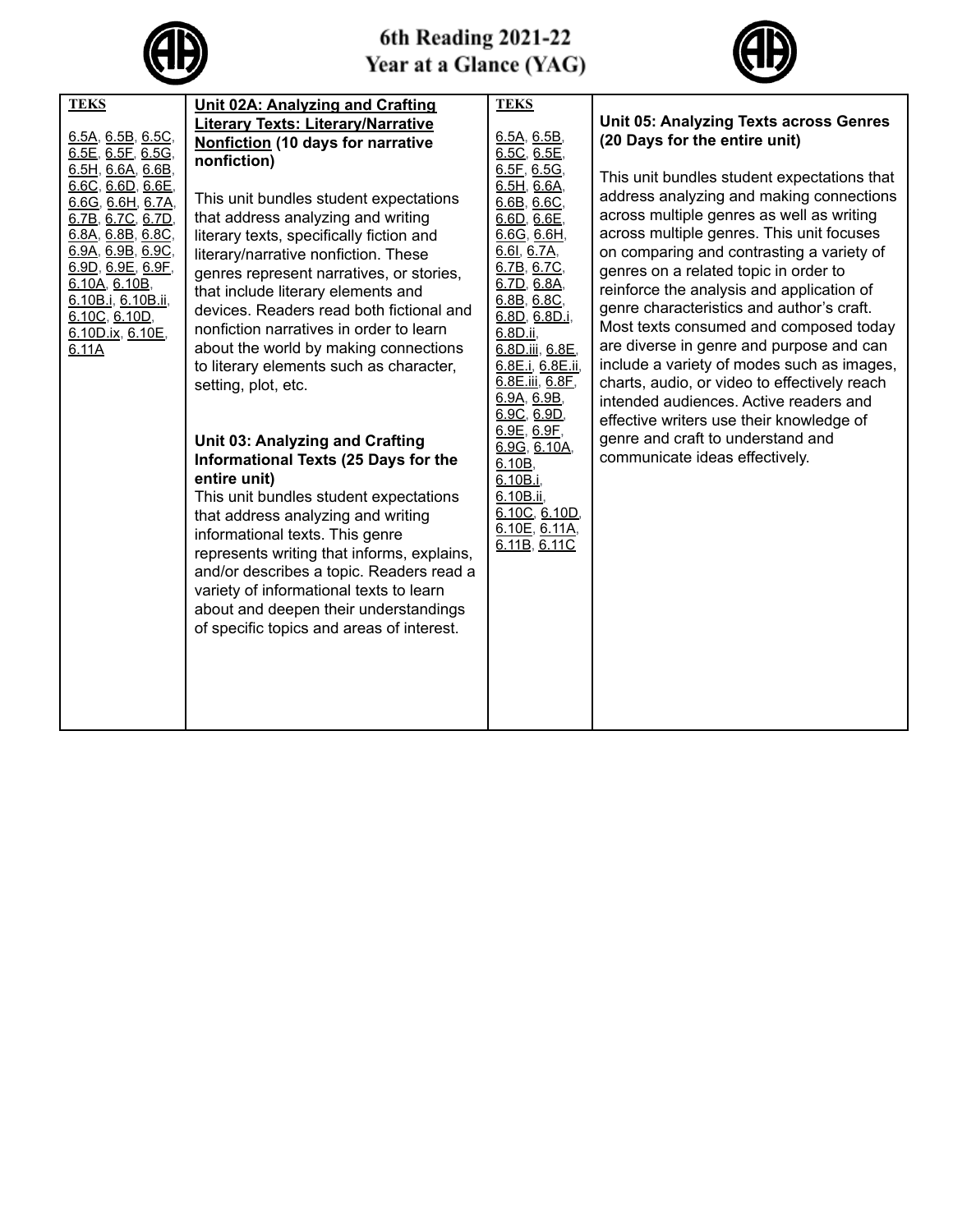# 6th Reading 2021-22
## Year at a Glance (YAG)

| TEKS | | TEKS | |
|---|---|---|---|
| 6.5A, 6.5B, 6.5C, 6.5E, 6.5F, 6.5G, 6.5H, 6.6A, 6.6B, 6.6C, 6.6D, 6.6E, 6.6G, 6.6H, 6.7A, 6.7B, 6.7C, 6.7D, 6.8A, 6.8B, 6.8C, 6.9A, 6.9B, 6.9C, 6.9D, 6.9E, 6.9F, 6.10A, 6.10B, 6.10B.i, 6.10B.ii, 6.10C, 6.10D, 6.10D.ix, 6.10E, 6.11A | **Unit 02A: Analyzing and Crafting Literary Texts: Literary/Narrative Nonfiction (10 days for narrative nonfiction)**<br><br>This unit bundles student expectations that address analyzing and writing literary texts, specifically fiction and literary/narrative nonfiction. These genres represent narratives, or stories, that include literary elements and devices. Readers read both fictional and nonfiction narratives in order to learn about the world by making connections to literary elements such as character, setting, plot, etc.<br><br>**Unit 03: Analyzing and Crafting Informational Texts (25 Days for the entire unit)**<br>This unit bundles student expectations that address analyzing and writing informational texts. This genre represents writing that informs, explains, and/or describes a topic. Readers read a variety of informational texts to learn about and deepen their understandings of specific topics and areas of interest. | 6.5A, 6.5B, 6.5C, 6.5E, 6.5F, 6.5G, 6.5H, 6.6A, 6.6B, 6.6C, 6.6D, 6.6E, 6.6G, 6.6H, 6.6I, 6.7A, 6.7B, 6.7C, 6.7D, 6.8A, 6.8B, 6.8C, 6.8D, 6.8D.i, 6.8D.ii, 6.8D.iii, 6.8E, 6.8E.i, 6.8E.ii, 6.8E.iii, 6.8F, 6.9A, 6.9B, 6.9C, 6.9D, 6.9E, 6.9F, 6.9G, 6.10A, 6.10B, 6.10B.i, 6.10B.ii, 6.10C, 6.10D, 6.10E, 6.11A, 6.11B, 6.11C | **Unit 05: Analyzing Texts across Genres (20 Days for the entire unit)**<br><br>This unit bundles student expectations that address analyzing and making connections across multiple genres as well as writing across multiple genres. This unit focuses on comparing and contrasting a variety of genres on a related topic in order to reinforce the analysis and application of genre characteristics and author's craft. Most texts consumed and composed today are diverse in genre and purpose and can include a variety of modes such as images, charts, audio, or video to effectively reach intended audiences. Active readers and effective writers use their knowledge of genre and craft to understand and communicate ideas effectively. |